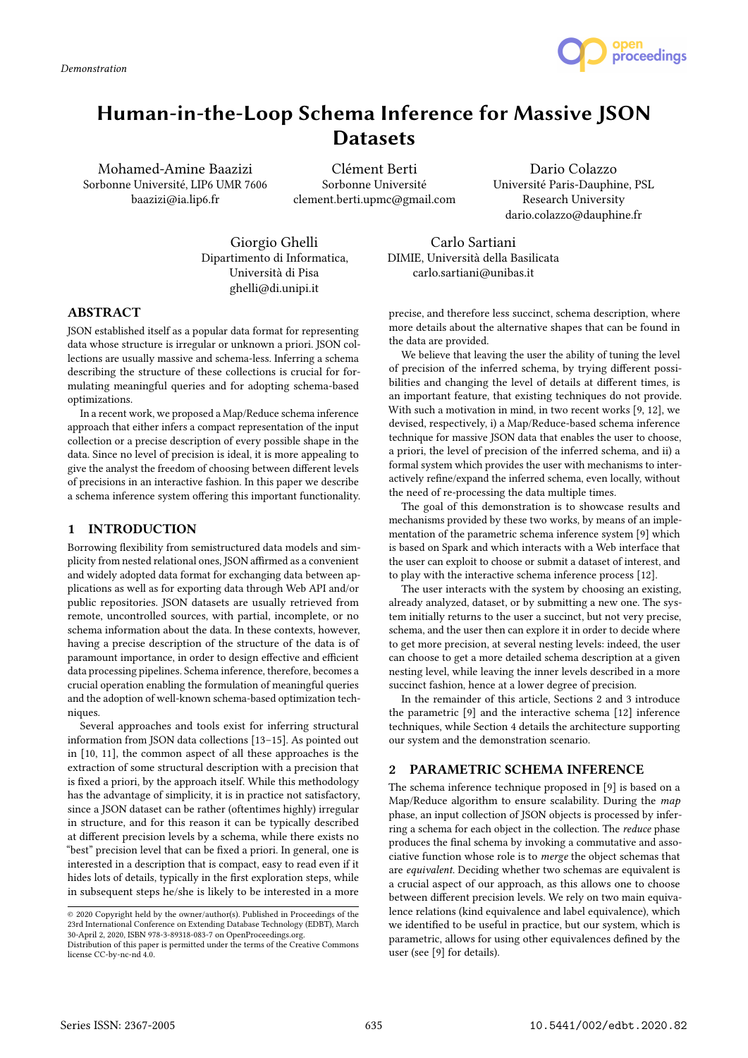# Human-in-the-Loop Schema Inference for Massive JSON Datasets

Mohamed-Amine Baazizi
Sorbonne Université, LIP6 UMR 7606
baazizi@ia.lip6.fr

Clément Berti
Sorbonne Université
clement.berti.upmc@gmail.com

Dario Colazzo
Université Paris-Dauphine, PSL Research University
dario.colazzo@dauphine.fr

Giorgio Ghelli
Dipartimento di Informatica, Università di Pisa
ghelli@di.unipi.it

Carlo Sartiani
DIMIE, Università della Basilicata
carlo.sartiani@unibas.it

## ABSTRACT

JSON established itself as a popular data format for representing data whose structure is irregular or unknown a priori. JSON collections are usually massive and schema-less. Inferring a schema describing the structure of these collections is crucial for formulating meaningful queries and for adopting schema-based optimizations.

In a recent work, we proposed a Map/Reduce schema inference approach that either infers a compact representation of the input collection or a precise description of every possible shape in the data. Since no level of precision is ideal, it is more appealing to give the analyst the freedom of choosing between different levels of precisions in an interactive fashion. In this paper we describe a schema inference system offering this important functionality.

## 1 INTRODUCTION

Borrowing flexibility from semistructured data models and simplicity from nested relational ones, JSON affirmed as a convenient and widely adopted data format for exchanging data between applications as well as for exporting data through Web API and/or public repositories. JSON datasets are usually retrieved from remote, uncontrolled sources, with partial, incomplete, or no schema information about the data. In these contexts, however, having a precise description of the structure of the data is of paramount importance, in order to design effective and efficient data processing pipelines. Schema inference, therefore, becomes a crucial operation enabling the formulation of meaningful queries and the adoption of well-known schema-based optimization techniques.

Several approaches and tools exist for inferring structural information from JSON data collections [13–15]. As pointed out in [10, 11], the common aspect of all these approaches is the extraction of some structural description with a precision that is fixed a priori, by the approach itself. While this methodology has the advantage of simplicity, it is in practice not satisfactory, since a JSON dataset can be rather (oftentimes highly) irregular in structure, and for this reason it can be typically described at different precision levels by a schema, while there exists no "best" precision level that can be fixed a priori. In general, one is interested in a description that is compact, easy to read even if it hides lots of details, typically in the first exploration steps, while in subsequent steps he/she is likely to be interested in a more precise, and therefore less succinct, schema description, where more details about the alternative shapes that can be found in the data are provided.

We believe that leaving the user the ability of tuning the level of precision of the inferred schema, by trying different possibilities and changing the level of details at different times, is an important feature, that existing techniques do not provide. With such a motivation in mind, in two recent works [9, 12], we devised, respectively, i) a Map/Reduce-based schema inference technique for massive JSON data that enables the user to choose, a priori, the level of precision of the inferred schema, and ii) a formal system which provides the user with mechanisms to interactively refine/expand the inferred schema, even locally, without the need of re-processing the data multiple times.

The goal of this demonstration is to showcase results and mechanisms provided by these two works, by means of an implementation of the parametric schema inference system [9] which is based on Spark and which interacts with a Web interface that the user can exploit to choose or submit a dataset of interest, and to play with the interactive schema inference process [12].

The user interacts with the system by choosing an existing, already analyzed, dataset, or by submitting a new one. The system initially returns to the user a succinct, but not very precise, schema, and the user then can explore it in order to decide where to get more precision, at several nesting levels: indeed, the user can choose to get a more detailed schema description at a given nesting level, while leaving the inner levels described in a more succinct fashion, hence at a lower degree of precision.

In the remainder of this article, Sections 2 and 3 introduce the parametric [9] and the interactive schema [12] inference techniques, while Section 4 details the architecture supporting our system and the demonstration scenario.

## 2 PARAMETRIC SCHEMA INFERENCE

The schema inference technique proposed in [9] is based on a Map/Reduce algorithm to ensure scalability. During the *map* phase, an input collection of JSON objects is processed by inferring a schema for each object in the collection. The *reduce* phase produces the final schema by invoking a commutative and associative function whose role is to *merge* the object schemas that are *equivalent*. Deciding whether two schemas are equivalent is a crucial aspect of our approach, as this allows one to choose between different precision levels. We rely on two main equivalence relations (kind equivalence and label equivalence) which we identified to be useful in practice, but our system, which is parametric, allows for using other equivalences defined by the user (see [9] for details).

© 2020 Copyright held by the owner/author(s). Published in Proceedings of the 23rd International Conference on Extending Database Technology (EDBT), March 30-April 2, 2020, ISBN 978-3-89318-083-7 on OpenProceedings.org.
Distribution of this paper is permitted under the terms of the Creative Commons license CC-by-nc-nd 4.0.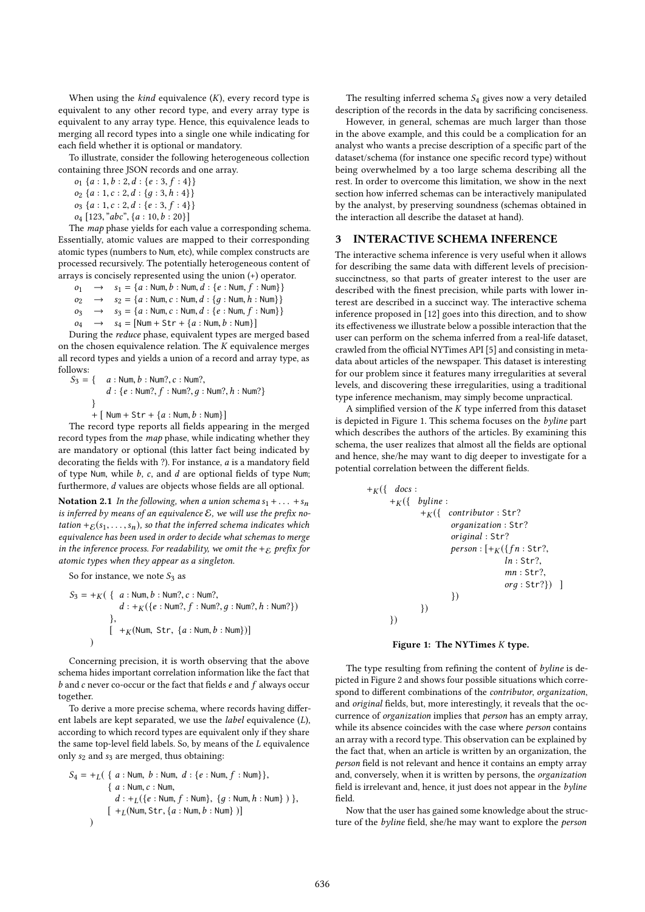When using the *kind* equivalence ($K$), every record type is equivalent to any other record type, and every array type is equivalent to any array type. Hence, this equivalence leads to merging all record types into a single one while indicating for each field whether it is optional or mandatory.

To illustrate, consider the following heterogeneous collection containing three JSON records and one array.

$o_1$ $\{a : 1, b : 2, d : \{e : 3, f : 4\}\}$
$o_2$ $\{a : 1, c : 2, d : \{g : 3, h : 4\}\}$
$o_3$ $\{a : 1, c : 2, d : \{e : 3, f : 4\}\}$
$o_4$ $[123, \text{"}abc\text{"}, \{a : 10, b : 20\}]$

The *map* phase yields for each value a corresponding schema. Essentially, atomic values are mapped to their corresponding atomic types (numbers to Num, etc), while complex constructs are processed recursively. The potentially heterogeneous content of arrays is concisely represented using the union (+) operator.

$o_1 \quad \rightarrow \quad s_1 = \{a : \mathsf{Num}, b : \mathsf{Num}, d : \{e : \mathsf{Num}, f : \mathsf{Num}\}\}$
$o_2 \quad \rightarrow \quad s_2 = \{a : \mathsf{Num}, c : \mathsf{Num}, d : \{g : \mathsf{Num}, h : \mathsf{Num}\}\}$
$o_3 \quad \rightarrow \quad s_3 = \{a : \mathsf{Num}, c : \mathsf{Num}, d : \{e : \mathsf{Num}, f : \mathsf{Num}\}\}$
$o_4 \quad \rightarrow \quad s_4 = [\mathsf{Num} + \mathsf{Str} + \{a : \mathsf{Num}, b : \mathsf{Num}\}]$

During the *reduce* phase, equivalent types are merged based on the chosen equivalence relation. The $K$ equivalence merges all record types and yields a union of a record and array type, as follows:

$$
\begin{aligned}
S_3 = \{ \quad & a : \mathsf{Num}, b : \mathsf{Num?}, c : \mathsf{Num?}, \\
& d : \{e : \mathsf{Num?}, f : \mathsf{Num?}, g : \mathsf{Num?}, h : \mathsf{Num?}\} \\
\} \quad & \\
+ [\ & \mathsf{Num} + \mathsf{Str} + \{a : \mathsf{Num}, b : \mathsf{Num}\}]
\end{aligned}
$$

The record type reports all fields appearing in the merged record types from the *map* phase, while indicating whether they are mandatory or optional (this latter fact being indicated by decorating the fields with ?). For instance, $a$ is a mandatory field of type Num, while $b$, $c$, and $d$ are optional fields of type Num; furthermore, $d$ values are objects whose fields are all optional.

**Notation 2.1** *In the following, when a union schema $s_1 + \ldots + s_n$ is inferred by means of an equivalence $\mathcal{E}$, we will use the prefix notation $+_{\mathcal{E}}(s_1, \ldots, s_n)$, so that the inferred schema indicates which equivalence has been used in order to decide what schemas to merge in the inference process. For readability, we omit the $+_{\mathcal{E}}$ prefix for atomic types when they appear as a singleton.*

So for instance, we note $S_3$ as

$$
\begin{aligned}
S_3 = +_K( \ & \{ \ a : \mathsf{Num}, b : \mathsf{Num?}, c : \mathsf{Num?}, \\
& \quad d : +_K(\{e : \mathsf{Num?}, f : \mathsf{Num?}, g : \mathsf{Num?}, h : \mathsf{Num?}\}) \\
& \}, \\
& [ \ +_K(\mathsf{Num}, \ \mathsf{Str}, \ \{a : \mathsf{Num}, b : \mathsf{Num}\})] \\
)
\end{aligned}
$$

Concerning precision, it is worth observing that the above schema hides important correlation information like the fact that $b$ and $c$ never co-occur or the fact that fields $e$ and $f$ always occur together.

To derive a more precise schema, where records having different labels are kept separated, we use the *label* equivalence ($L$), according to which record types are equivalent only if they share the same top-level field labels. So, by means of the $L$ equivalence only $s_2$ and $s_3$ are merged, thus obtaining:

$$
\begin{aligned}
S_4 = +_L( \ & \{ \ a : \mathsf{Num}, \ b : \mathsf{Num}, \ d : \{e : \mathsf{Num}, f : \mathsf{Num}\}\}, \\
& \{ \ a : \mathsf{Num}, c : \mathsf{Num}, \\
& \quad d : +_L(\{e : \mathsf{Num}, f : \mathsf{Num}\}, \ \{g : \mathsf{Num}, h : \mathsf{Num}\} \ ) \ \}, \\
& [ \ +_L(\mathsf{Num}, \mathsf{Str}, \{a : \mathsf{Num}, b : \mathsf{Num}\} \ )] \\
)
\end{aligned}
$$

The resulting inferred schema $S_4$ gives now a very detailed description of the records in the data by sacrificing conciseness.

However, in general, schemas are much larger than those in the above example, and this could be a complication for an analyst who wants a precise description of a specific part of the dataset/schema (for instance one specific record type) without being overwhelmed by a too large schema describing all the rest. In order to overcome this limitation, we show in the next section how inferred schemas can be interactively manipulated by the analyst, by preserving soundness (schemas obtained in the interaction all describe the dataset at hand).

## 3 INTERACTIVE SCHEMA INFERENCE

The interactive schema inference is very useful when it allows for describing the same data with different levels of precision-succinctness, so that parts of greater interest to the user are described with the finest precision, while parts with lower interest are described in a succinct way. The interactive schema inference proposed in [12] goes into this direction, and to show its effectiveness we illustrate below a possible interaction that the user can perform on the schema inferred from a real-life dataset, crawled from the official NYTimes API [5] and consisting in metadata about articles of the newspaper. This dataset is interesting for our problem since it features many irregularities at several levels, and discovering these irregularities, using a traditional type inference mechanism, may simply become unpractical.

A simplified version of the $K$ type inferred from this dataset is depicted in Figure 1. This schema focuses on the *byline* part which describes the authors of the articles. By examining this schema, the user realizes that almost all the fields are optional and hence, she/he may want to dig deeper to investigate for a potential correlation between the different fields.

$$
\begin{aligned}
+_K(\{ \quad & docs : \\
& +_K(\{ \quad byline : \\
& \qquad +_K(\{ \quad contributor : \mathsf{Str?} \\
& \qquad\qquad organization : \mathsf{Str?} \\
& \qquad\qquad original : \mathsf{Str?} \\
& \qquad\qquad person : [+_K(\{fn : \mathsf{Str?}, \\
& \qquad\qquad\qquad ln : \mathsf{Str?}, \\
& \qquad\qquad\qquad mn : \mathsf{Str?}, \\
& \qquad\qquad\qquad org : \mathsf{Str?}\}) \quad ] \\
& \qquad \}) \\
& \}) \\
\})
\end{aligned}
$$

**Figure 1: The NYTimes $K$ type.**

The type resulting from refining the content of *byline* is depicted in Figure 2 and shows four possible situations which correspond to different combinations of the *contributor*, *organization*, and *original* fields, but, more interestingly, it reveals that the occurrence of *organization* implies that *person* has an empty array, while its absence coincides with the case where *person* contains an array with a record type. This observation can be explained by the fact that, when an article is written by an organization, the *person* field is not relevant and hence it contains an empty array and, conversely, when it is written by persons, the *organization* field is irrelevant and, hence, it just does not appear in the *byline* field.

Now that the user has gained some knowledge about the structure of the *byline* field, she/he may want to explore the *person*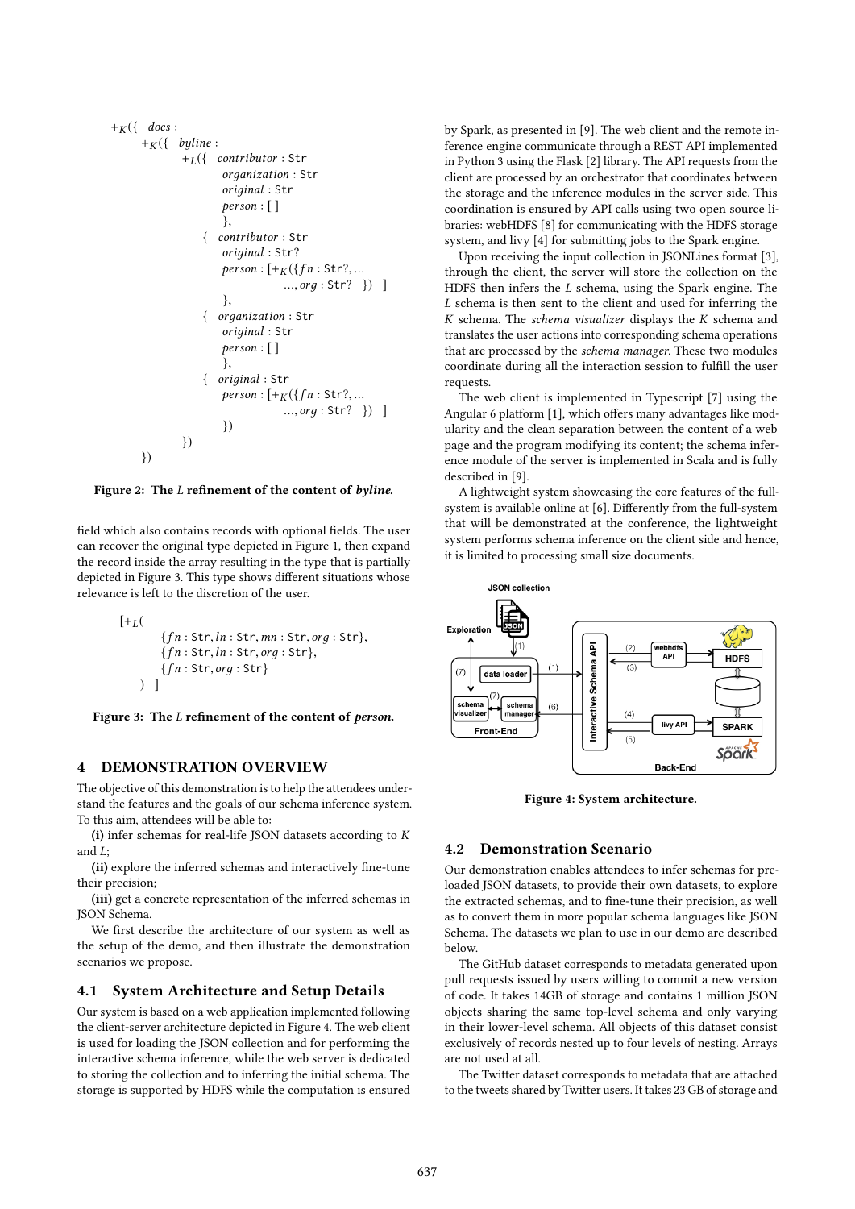$$
\begin{aligned}
&+_K(\{\ \ docs: \\
&\quad +_K(\{\ \ byline: \\
&\qquad +_L(\{\ \ contributor: \texttt{Str} \\
&\qquad\qquad organization: \texttt{Str} \\
&\qquad\qquad original: \texttt{Str} \\
&\qquad\qquad person: [\,] \\
&\qquad\quad \}, \\
&\qquad\quad \{\ \ contributor: \texttt{Str} \\
&\qquad\qquad original: \texttt{Str?} \\
&\qquad\qquad person: [+_K(\{fn: \texttt{Str?}, \ldots \\
&\qquad\qquad\qquad \ldots, org: \texttt{Str?}\ \ \})\ \ ] \\
&\qquad\quad \}, \\
&\qquad\quad \{\ \ organization: \texttt{Str} \\
&\qquad\qquad original: \texttt{Str} \\
&\qquad\qquad person: [\,] \\
&\qquad\quad \}, \\
&\qquad\quad \{\ \ original: \texttt{Str} \\
&\qquad\qquad person: [+_K(\{fn: \texttt{Str?}, \ldots \\
&\qquad\qquad\qquad \ldots, org: \texttt{Str?}\ \ \})\ \ ] \\
&\qquad\quad \}) \\
&\qquad \}) \\
&\quad \})
\end{aligned}
$$

**Figure 2: The $L$ refinement of the content of *byline*.**

field which also contains records with optional fields. The user can recover the original type depicted in Figure 1, then expand the record inside the array resulting in the type that is partially depicted in Figure 3. This type shows different situations whose relevance is left to the discretion of the user.

$$
\begin{aligned}
&[+_L( \\
&\qquad \{fn: \texttt{Str}, ln: \texttt{Str}, mn: \texttt{Str}, org: \texttt{Str}\}, \\
&\qquad \{fn: \texttt{Str}, ln: \texttt{Str}, org: \texttt{Str}\}, \\
&\qquad \{fn: \texttt{Str}, org: \texttt{Str}\} \\
&\quad )\ \ ]
\end{aligned}
$$

**Figure 3: The $L$ refinement of the content of *person*.**

## 4 DEMONSTRATION OVERVIEW

The objective of this demonstration is to help the attendees understand the features and the goals of our schema inference system. To this aim, attendees will be able to:

**(i)** infer schemas for real-life JSON datasets according to $K$ and $L$;

**(ii)** explore the inferred schemas and interactively fine-tune their precision;

**(iii)** get a concrete representation of the inferred schemas in JSON Schema.

We first describe the architecture of our system as well as the setup of the demo, and then illustrate the demonstration scenarios we propose.

### 4.1 System Architecture and Setup Details

Our system is based on a web application implemented following the client-server architecture depicted in Figure 4. The web client is used for loading the JSON collection and for performing the interactive schema inference, while the web server is dedicated to storing the collection and to inferring the initial schema. The storage is supported by HDFS while the computation is ensured by Spark, as presented in [9]. The web client and the remote inference engine communicate through a REST API implemented in Python 3 using the Flask [2] library. The API requests from the client are processed by an orchestrator that coordinates between the storage and the inference modules in the server side. This coordination is ensured by API calls using two open source libraries: webHDFS [8] for communicating with the HDFS storage system, and livy [4] for submitting jobs to the Spark engine.

Upon receiving the input collection in JSONLines format [3], through the client, the server will store the collection on the HDFS then infers the $L$ schema, using the Spark engine. The $L$ schema is then sent to the client and used for inferring the $K$ schema. The *schema visualizer* displays the $K$ schema and translates the user actions into corresponding schema operations that are processed by the *schema manager*. These two modules coordinate during all the interaction session to fulfill the user requests.

The web client is implemented in Typescript [7] using the Angular 6 platform [1], which offers many advantages like modularity and the clean separation between the content of a web page and the program modifying its content; the schema inference module of the server is implemented in Scala and is fully described in [9].

A lightweight system showcasing the core features of the full-system is available online at [6]. Differently from the full-system that will be demonstrated at the conference, the lightweight system performs schema inference on the client side and hence, it is limited to processing small size documents.

**Figure 4: System architecture.**

### 4.2 Demonstration Scenario

Our demonstration enables attendees to infer schemas for preloaded JSON datasets, to provide their own datasets, to explore the extracted schemas, and to fine-tune their precision, as well as to convert them in more popular schema languages like JSON Schema. The datasets we plan to use in our demo are described below.

The GitHub dataset corresponds to metadata generated upon pull requests issued by users willing to commit a new version of code. It takes 14GB of storage and contains 1 million JSON objects sharing the same top-level schema and only varying in their lower-level schema. All objects of this dataset consist exclusively of records nested up to four levels of nesting. Arrays are not used at all.

The Twitter dataset corresponds to metadata that are attached to the tweets shared by Twitter users. It takes 23 GB of storage and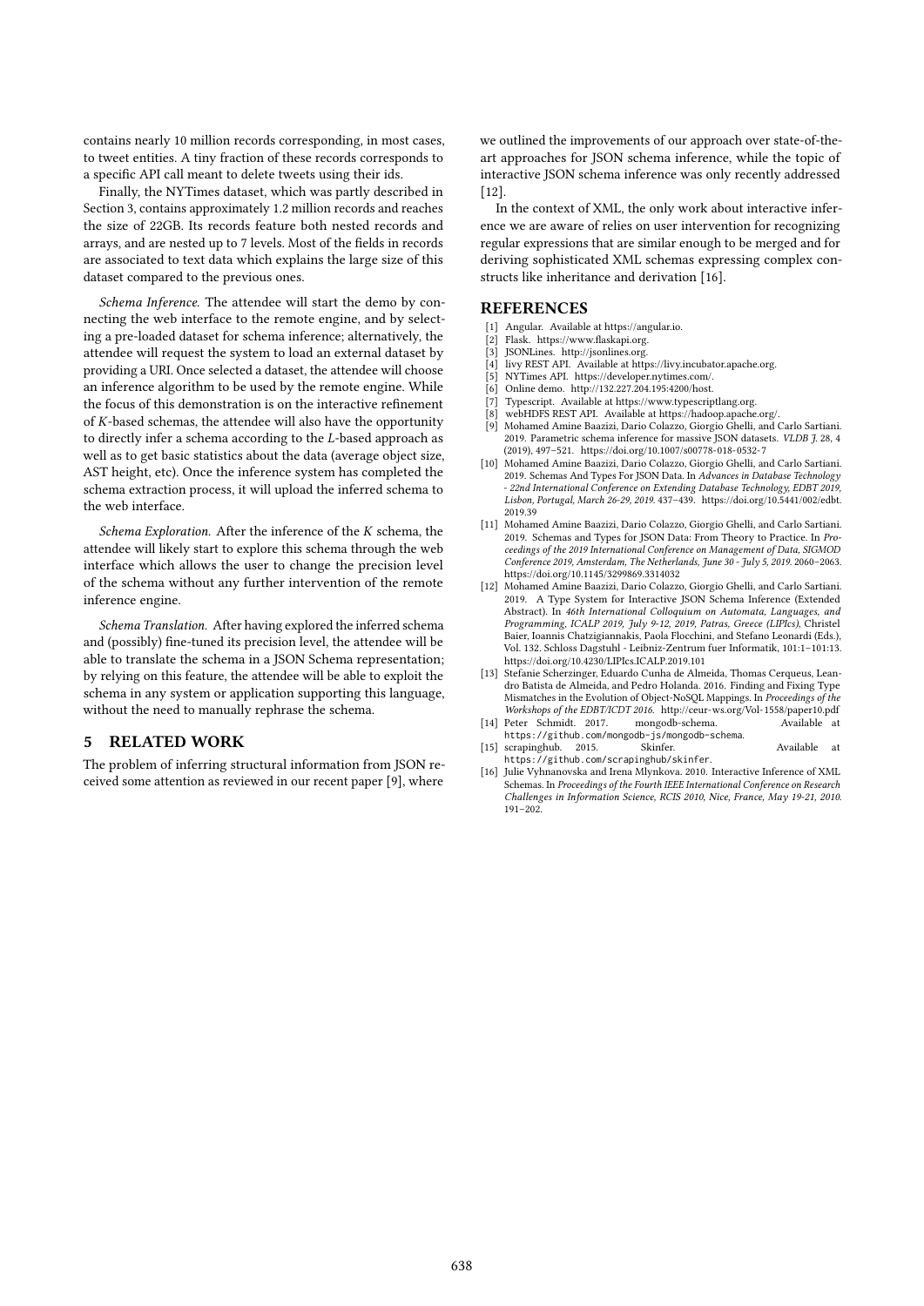contains nearly 10 million records corresponding, in most cases, to tweet entities. A tiny fraction of these records corresponds to a specific API call meant to delete tweets using their ids.

Finally, the NYTimes dataset, which was partly described in Section 3, contains approximately 1.2 million records and reaches the size of 22GB. Its records feature both nested records and arrays, and are nested up to 7 levels. Most of the fields in records are associated to text data which explains the large size of this dataset compared to the previous ones.

*Schema Inference.* The attendee will start the demo by connecting the web interface to the remote engine, and by selecting a pre-loaded dataset for schema inference; alternatively, the attendee will request the system to load an external dataset by providing a URI. Once selected a dataset, the attendee will choose an inference algorithm to be used by the remote engine. While the focus of this demonstration is on the interactive refinement of $K$-based schemas, the attendee will also have the opportunity to directly infer a schema according to the $L$-based approach as well as to get basic statistics about the data (average object size, AST height, etc). Once the inference system has completed the schema extraction process, it will upload the inferred schema to the web interface.

*Schema Exploration.* After the inference of the $K$ schema, the attendee will likely start to explore this schema through the web interface which allows the user to change the precision level of the schema without any further intervention of the remote inference engine.

*Schema Translation.* After having explored the inferred schema and (possibly) fine-tuned its precision level, the attendee will be able to translate the schema in a JSON Schema representation; by relying on this feature, the attendee will be able to exploit the schema in any system or application supporting this language, without the need to manually rephrase the schema.

## 5 RELATED WORK

The problem of inferring structural information from JSON received some attention as reviewed in our recent paper [9], where we outlined the improvements of our approach over state-of-the-art approaches for JSON schema inference, while the topic of interactive JSON schema inference was only recently addressed [12].

In the context of XML, the only work about interactive inference we are aware of relies on user intervention for recognizing regular expressions that are similar enough to be merged and for deriving sophisticated XML schemas expressing complex constructs like inheritance and derivation [16].

## REFERENCES

[1] Angular. Available at https://angular.io.
[2] Flask. https://www.flaskapi.org.
[3] JSONLines. http://jsonlines.org.
[4] livy REST API. Available at https://livy.incubator.apache.org.
[5] NYTimes API. https://developer.nytimes.com/.
[6] Online demo. http://132.227.204.195:4200/host.
[7] Typescript. Available at https://www.typescriptlang.org.
[8] webHDFS REST API. Available at https://hadoop.apache.org/.
[9] Mohamed Amine Baazizi, Dario Colazzo, Giorgio Ghelli, and Carlo Sartiani. 2019. Parametric schema inference for massive JSON datasets. *VLDB J.* 28, 4 (2019), 497–521. https://doi.org/10.1007/s00778-018-0532-7
[10] Mohamed Amine Baazizi, Dario Colazzo, Giorgio Ghelli, and Carlo Sartiani. 2019. Schemas And Types For JSON Data. In *Advances in Database Technology - 22nd International Conference on Extending Database Technology, EDBT 2019, Lisbon, Portugal, March 26-29, 2019.* 437–439. https://doi.org/10.5441/002/edbt.2019.39
[11] Mohamed Amine Baazizi, Dario Colazzo, Giorgio Ghelli, and Carlo Sartiani. 2019. Schemas and Types for JSON Data: From Theory to Practice. In *Proceedings of the 2019 International Conference on Management of Data, SIGMOD Conference 2019, Amsterdam, The Netherlands, June 30 - July 5, 2019.* 2060–2063. https://doi.org/10.1145/3299869.3314032
[12] Mohamed Amine Baazizi, Dario Colazzo, Giorgio Ghelli, and Carlo Sartiani. 2019. A Type System for Interactive JSON Schema Inference (Extended Abstract). In *46th International Colloquium on Automata, Languages, and Programming, ICALP 2019, July 9-12, 2019, Patras, Greece (LIPIcs)*, Christel Baier, Ioannis Chatzigiannakis, Paola Flocchini, and Stefano Leonardi (Eds.), Vol. 132. Schloss Dagstuhl - Leibniz-Zentrum fuer Informatik, 101:1–101:13. https://doi.org/10.4230/LIPIcs.ICALP.2019.101
[13] Stefanie Scherzinger, Eduardo Cunha de Almeida, Thomas Cerqueus, Leandro Batista de Almeida, and Pedro Holanda. 2016. Finding and Fixing Type Mismatches in the Evolution of Object-NoSQL Mappings. In *Proceedings of the Workshops of the EDBT/ICDT 2016.* http://ceur-ws.org/Vol-1558/paper10.pdf
[14] Peter Schmidt. 2017. mongodb-schema. Available at https://github.com/mongodb-js/mongodb-schema.
[15] scrapinghub. 2015. Skinfer. Available at https://github.com/scrapinghub/skinfer.
[16] Julie Vyhnanovska and Irena Mlynkova. 2010. Interactive Inference of XML Schemas. In *Proceedings of the Fourth IEEE International Conference on Research Challenges in Information Science, RCIS 2010, Nice, France, May 19-21, 2010.* 191–202.